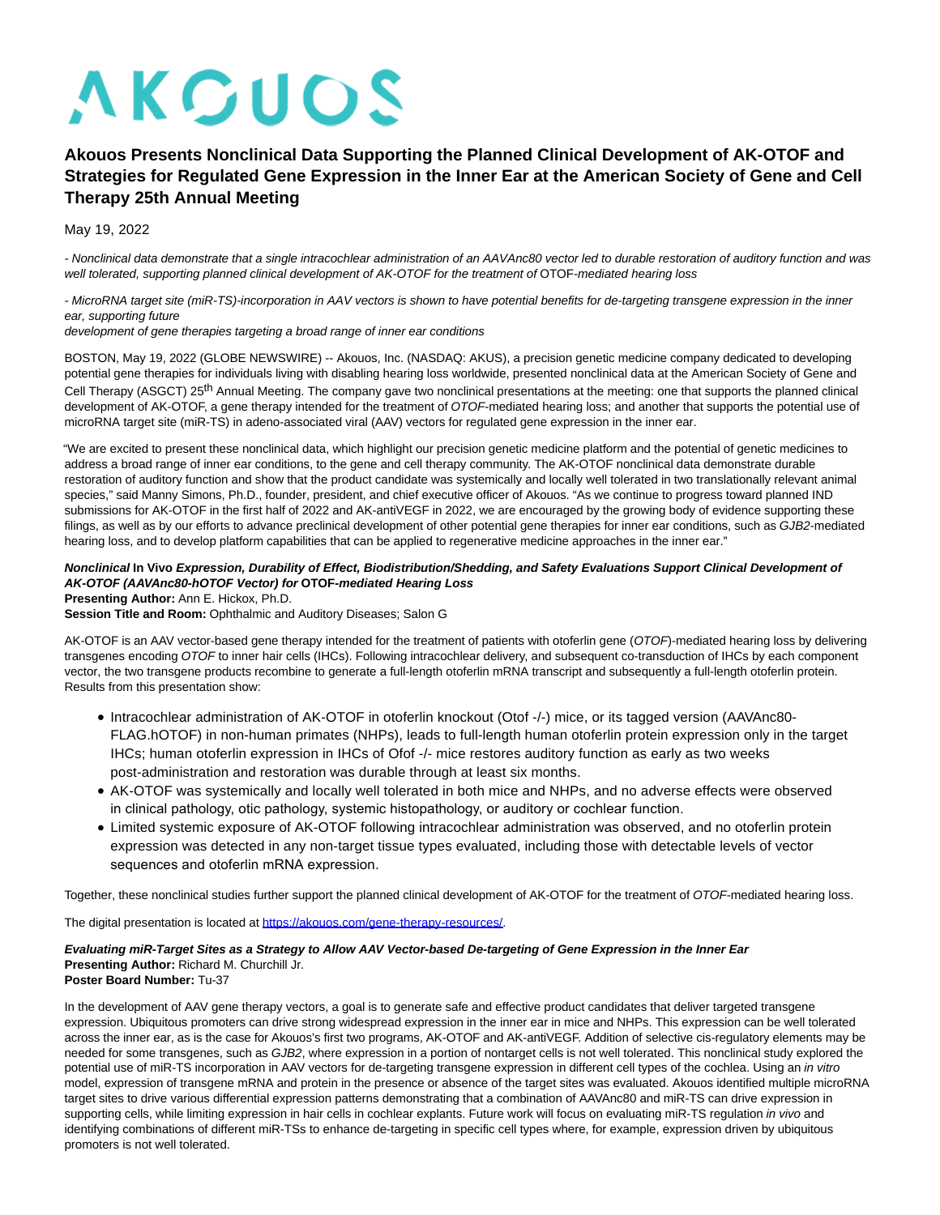# AKOUOS

## Akouos Presents Nonclinical Data Supporting the Planned Clinical Development of AK-OTOF and Strategies for Regulated Gene Expression in the Inner Ear at the American Society of Gene and Cell Therapy 25th Annual Meeting

May 19, 2022

*- Nonclinical data demonstrate that a single intracochlear administration of an AAVAnc80 vector led to durable restoration of auditory function and was well tolerated, supporting planned clinical development of AK-OTOF for the treatment of* OTOF*-mediated hearing loss*

*- MicroRNA target site (miR-TS)-incorporation in AAV vectors is shown to have potential benefits for de-targeting transgene expression in the inner ear, supporting future development of gene therapies targeting a broad range of inner ear conditions*

BOSTON, May 19, 2022 (GLOBE NEWSWIRE) -- Akouos, Inc. (NASDAQ: AKUS), a precision genetic medicine company dedicated to developing potential gene therapies for individuals living with disabling hearing loss worldwide, presented nonclinical data at the American Society of Gene and Cell Therapy (ASGCT) 25th Annual Meeting. The company gave two nonclinical presentations at the meeting: one that supports the planned clinical development of AK-OTOF, a gene therapy intended for the treatment of *OTOF*-mediated hearing loss; and another that supports the potential use of microRNA target site (miR-TS) in adeno-associated viral (AAV) vectors for regulated gene expression in the inner ear.

"We are excited to present these nonclinical data, which highlight our precision genetic medicine platform and the potential of genetic medicines to address a broad range of inner ear conditions, to the gene and cell therapy community. The AK-OTOF nonclinical data demonstrate durable restoration of auditory function and show that the product candidate was systemically and locally well tolerated in two translationally relevant animal species," said Manny Simons, Ph.D., founder, president, and chief executive officer of Akouos. "As we continue to progress toward planned IND submissions for AK-OTOF in the first half of 2022 and AK-antiVEGF in 2022, we are encouraged by the growing body of evidence supporting these filings, as well as by our efforts to advance preclinical development of other potential gene therapies for inner ear conditions, such as *GJB2*-mediated hearing loss, and to develop platform capabilities that can be applied to regenerative medicine approaches in the inner ear."

***Nonclinical* In Vivo *Expression, Durability of Effect, Biodistribution/Shedding, and Safety Evaluations Support Clinical Development of AK-OTOF (AAVAnc80-hOTOF Vector) for* OTOF*-mediated Hearing Loss***
**Presenting Author:** Ann E. Hickox, Ph.D.
**Session Title and Room:** Ophthalmic and Auditory Diseases; Salon G

AK-OTOF is an AAV vector-based gene therapy intended for the treatment of patients with otoferlin gene (*OTOF*)-mediated hearing loss by delivering transgenes encoding *OTOF* to inner hair cells (IHCs). Following intracochlear delivery, and subsequent co-transduction of IHCs by each component vector, the two transgene products recombine to generate a full-length otoferlin mRNA transcript and subsequently a full-length otoferlin protein. Results from this presentation show:

- Intracochlear administration of AK-OTOF in otoferlin knockout (Otof -/-) mice, or its tagged version (AAVAnc80-FLAG.hOTOF) in non-human primates (NHPs), leads to full-length human otoferlin protein expression only in the target IHCs; human otoferlin expression in IHCs of Ofof -/- mice restores auditory function as early as two weeks post-administration and restoration was durable through at least six months.
- AK-OTOF was systemically and locally well tolerated in both mice and NHPs, and no adverse effects were observed in clinical pathology, otic pathology, systemic histopathology, or auditory or cochlear function.
- Limited systemic exposure of AK-OTOF following intracochlear administration was observed, and no otoferlin protein expression was detected in any non-target tissue types evaluated, including those with detectable levels of vector sequences and otoferlin mRNA expression.

Together, these nonclinical studies further support the planned clinical development of AK-OTOF for the treatment of *OTOF*-mediated hearing loss.

The digital presentation is located at https://akouos.com/gene-therapy-resources/.

***Evaluating miR-Target Sites as a Strategy to Allow AAV Vector-based De-targeting of Gene Expression in the Inner Ear***
**Presenting Author:** Richard M. Churchill Jr.
**Poster Board Number:** Tu-37

In the development of AAV gene therapy vectors, a goal is to generate safe and effective product candidates that deliver targeted transgene expression. Ubiquitous promoters can drive strong widespread expression in the inner ear in mice and NHPs. This expression can be well tolerated across the inner ear, as is the case for Akouos's first two programs, AK-OTOF and AK-antiVEGF. Addition of selective cis-regulatory elements may be needed for some transgenes, such as *GJB2*, where expression in a portion of nontarget cells is not well tolerated. This nonclinical study explored the potential use of miR-TS incorporation in AAV vectors for de-targeting transgene expression in different cell types of the cochlea. Using an *in vitro* model, expression of transgene mRNA and protein in the presence or absence of the target sites was evaluated. Akouos identified multiple microRNA target sites to drive various differential expression patterns demonstrating that a combination of AAVAnc80 and miR-TS can drive expression in supporting cells, while limiting expression in hair cells in cochlear explants. Future work will focus on evaluating miR-TS regulation *in vivo* and identifying combinations of different miR-TSs to enhance de-targeting in specific cell types where, for example, expression driven by ubiquitous promoters is not well tolerated.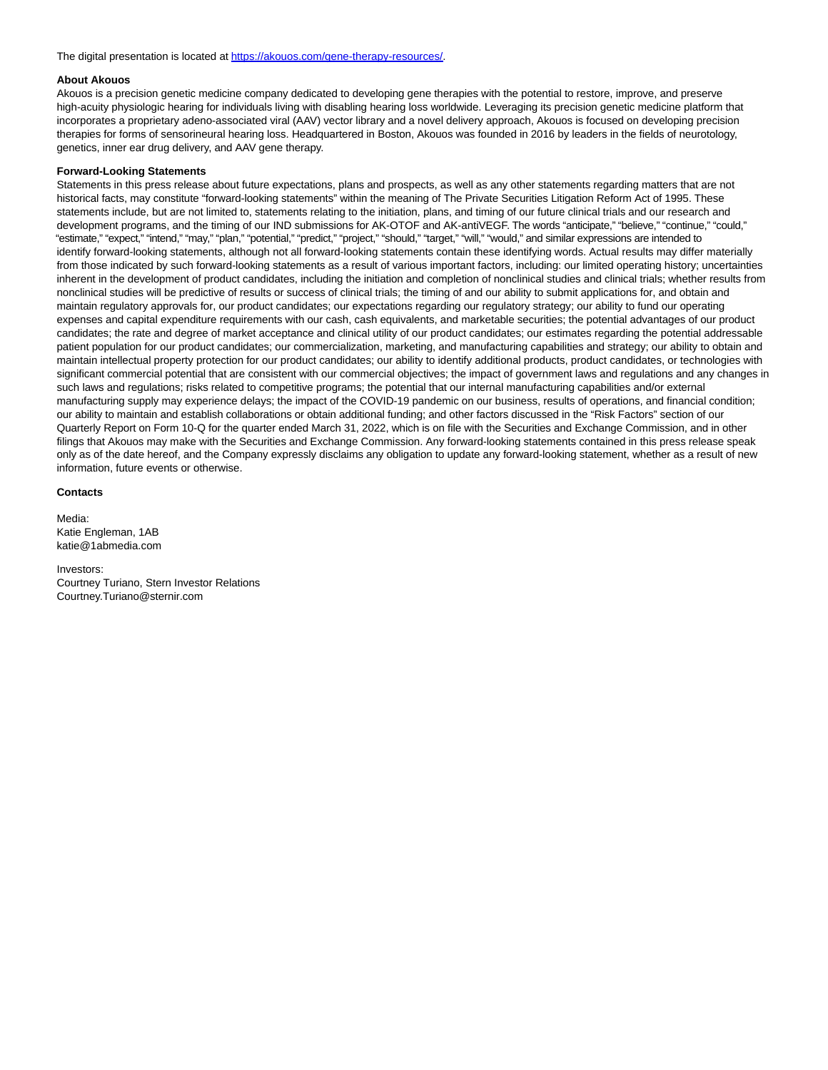The digital presentation is located at https://akouos.com/gene-therapy-resources/.

**About Akouos**

Akouos is a precision genetic medicine company dedicated to developing gene therapies with the potential to restore, improve, and preserve high-acuity physiologic hearing for individuals living with disabling hearing loss worldwide. Leveraging its precision genetic medicine platform that incorporates a proprietary adeno-associated viral (AAV) vector library and a novel delivery approach, Akouos is focused on developing precision therapies for forms of sensorineural hearing loss. Headquartered in Boston, Akouos was founded in 2016 by leaders in the fields of neurotology, genetics, inner ear drug delivery, and AAV gene therapy.

**Forward-Looking Statements**

Statements in this press release about future expectations, plans and prospects, as well as any other statements regarding matters that are not historical facts, may constitute "forward-looking statements" within the meaning of The Private Securities Litigation Reform Act of 1995. These statements include, but are not limited to, statements relating to the initiation, plans, and timing of our future clinical trials and our research and development programs, and the timing of our IND submissions for AK-OTOF and AK-antiVEGF. The words "anticipate," "believe," "continue," "could," "estimate," "expect," "intend," "may," "plan," "potential," "predict," "project," "should," "target," "will," "would," and similar expressions are intended to identify forward-looking statements, although not all forward-looking statements contain these identifying words. Actual results may differ materially from those indicated by such forward-looking statements as a result of various important factors, including: our limited operating history; uncertainties inherent in the development of product candidates, including the initiation and completion of nonclinical studies and clinical trials; whether results from nonclinical studies will be predictive of results or success of clinical trials; the timing of and our ability to submit applications for, and obtain and maintain regulatory approvals for, our product candidates; our expectations regarding our regulatory strategy; our ability to fund our operating expenses and capital expenditure requirements with our cash, cash equivalents, and marketable securities; the potential advantages of our product candidates; the rate and degree of market acceptance and clinical utility of our product candidates; our estimates regarding the potential addressable patient population for our product candidates; our commercialization, marketing, and manufacturing capabilities and strategy; our ability to obtain and maintain intellectual property protection for our product candidates; our ability to identify additional products, product candidates, or technologies with significant commercial potential that are consistent with our commercial objectives; the impact of government laws and regulations and any changes in such laws and regulations; risks related to competitive programs; the potential that our internal manufacturing capabilities and/or external manufacturing supply may experience delays; the impact of the COVID-19 pandemic on our business, results of operations, and financial condition; our ability to maintain and establish collaborations or obtain additional funding; and other factors discussed in the "Risk Factors" section of our Quarterly Report on Form 10-Q for the quarter ended March 31, 2022, which is on file with the Securities and Exchange Commission, and in other filings that Akouos may make with the Securities and Exchange Commission. Any forward-looking statements contained in this press release speak only as of the date hereof, and the Company expressly disclaims any obligation to update any forward-looking statement, whether as a result of new information, future events or otherwise.

**Contacts**

Media:
Katie Engleman, 1AB
katie@1abmedia.com

Investors:
Courtney Turiano, Stern Investor Relations
Courtney.Turiano@sternir.com